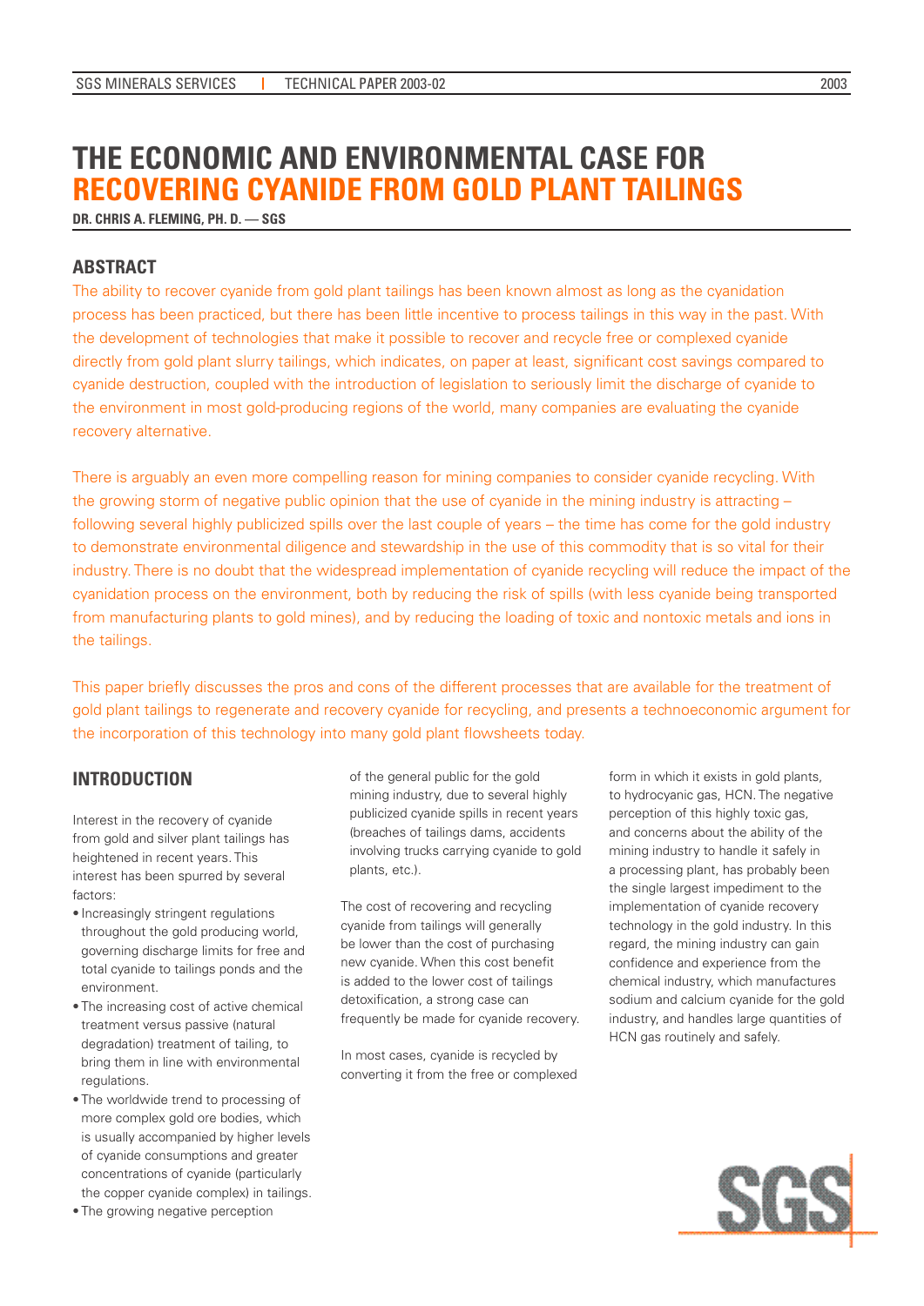# THE ECONOMIC AND ENVIRONMENTAL CASE FOR RECOVERING CYANIDE FROM GOLD PLANT TAILINGS

**DR. CHRIS A. FLEMING, PH. D. — SGS**

## ABSTRACT

The ability to recover cyanide from gold plant tailings has been known almost as long as the cyanidation process has been practiced, but there has been little incentive to process tailings in this way in the past. With the development of technologies that make it possible to recover and recycle free or complexed cyanide directly from gold plant slurry tailings, which indicates, on paper at least, significant cost savings compared to cyanide destruction, coupled with the introduction of legislation to seriously limit the discharge of cyanide to the environment in most gold-producing regions of the world, many companies are evaluating the cyanide recovery alternative.

There is arguably an even more compelling reason for mining companies to consider cyanide recycling. With the growing storm of negative public opinion that the use of cyanide in the mining industry is attracting – following several highly publicized spills over the last couple of years – the time has come for the gold industry to demonstrate environmental diligence and stewardship in the use of this commodity that is so vital for their industry. There is no doubt that the widespread implementation of cyanide recycling will reduce the impact of the cyanidation process on the environment, both by reducing the risk of spills (with less cyanide being transported from manufacturing plants to gold mines), and by reducing the loading of toxic and nontoxic metals and ions in the tailings.

This paper briefly discusses the pros and cons of the different processes that are available for the treatment of gold plant tailings to regenerate and recovery cyanide for recycling, and presents a technoeconomic argument for the incorporation of this technology into many gold plant flowsheets today.

## INTRODUCTION

Interest in the recovery of cyanide from gold and silver plant tailings has heightened in recent years. This interest has been spurred by several factors:

- Increasingly stringent regulations throughout the gold producing world, governing discharge limits for free and total cyanide to tailings ponds and the environment.
- The increasing cost of active chemical treatment versus passive (natural degradation) treatment of tailing, to bring them in line with environmental regulations.
- The worldwide trend to processing of more complex gold ore bodies, which is usually accompanied by higher levels of cyanide consumptions and greater concentrations of cyanide (particularly the copper cyanide complex) in tailings.
- The growing negative perception of the general public for the gold mining industry, due to several highly publicized cyanide spills in recent years (breaches of tailings dams, accidents involving trucks carrying cyanide to gold plants, etc.).

The cost of recovering and recycling cyanide from tailings will generally be lower than the cost of purchasing new cyanide. When this cost benefit is added to the lower cost of tailings detoxification, a strong case can frequently be made for cyanide recovery.

In most cases, cyanide is recycled by converting it from the free or complexed form in which it exists in gold plants, to hydrocyanic gas, HCN. The negative perception of this highly toxic gas, and concerns about the ability of the mining industry to handle it safely in a processing plant, has probably been the single largest impediment to the implementation of cyanide recovery technology in the gold industry. In this regard, the mining industry can gain confidence and experience from the chemical industry, which manufactures sodium and calcium cyanide for the gold industry, and handles large quantities of HCN gas routinely and safely.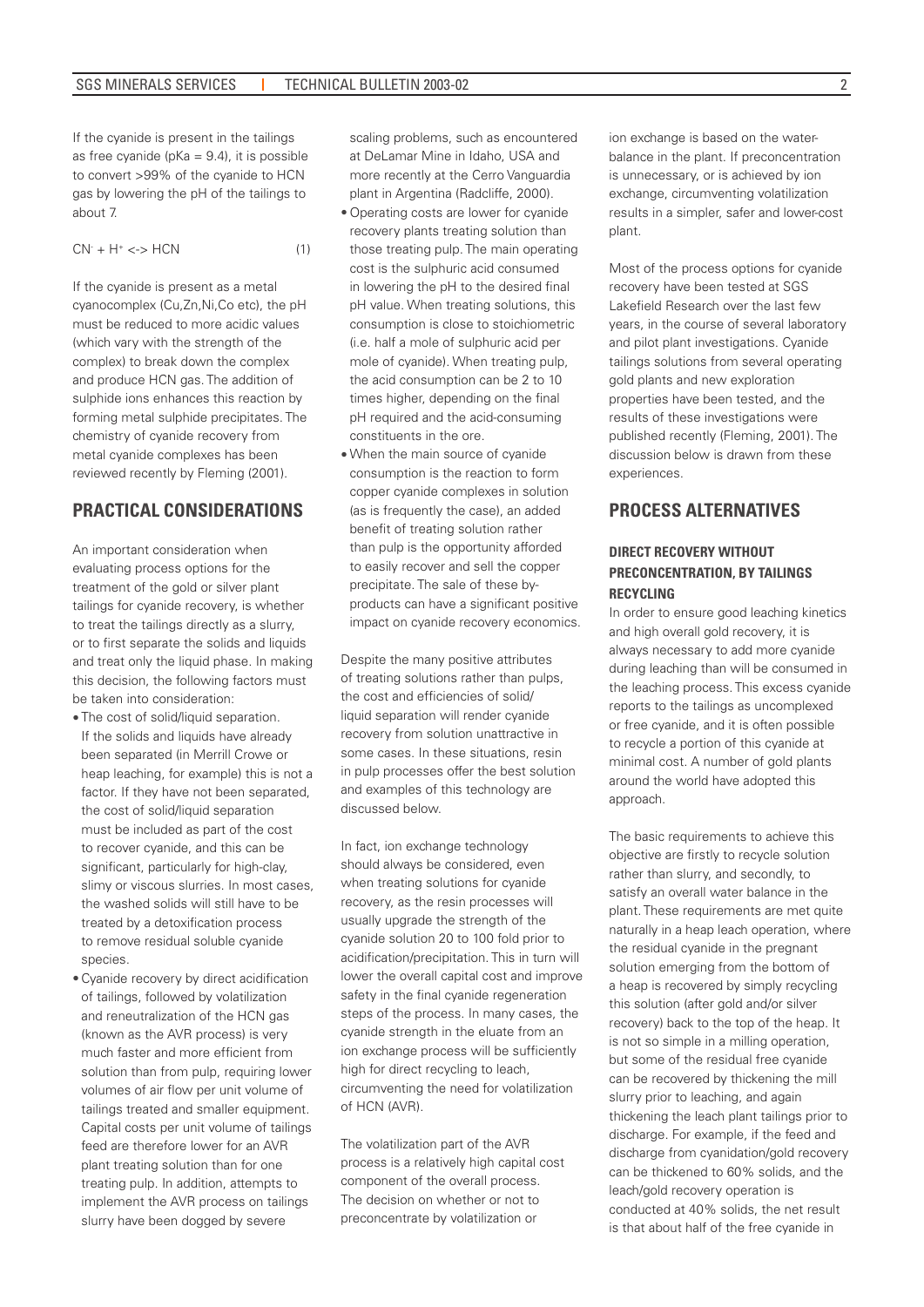If the cyanide is present in the tailings as free cyanide (pKa = 9.4), it is possible to convert >99% of the cyanide to HCN gas by lowering the pH of the tailings to about 7.

$$CN^- + H^+ <-> HCN \quad (1)$$

If the cyanide is present as a metal cyanocomplex (Cu,Zn,Ni,Co etc), the pH must be reduced to more acidic values (which vary with the strength of the complex) to break down the complex and produce HCN gas. The addition of sulphide ions enhances this reaction by forming metal sulphide precipitates. The chemistry of cyanide recovery from metal cyanide complexes has been reviewed recently by Fleming (2001).

## PRACTICAL CONSIDERATIONS

An important consideration when evaluating process options for the treatment of the gold or silver plant tailings for cyanide recovery, is whether to treat the tailings directly as a slurry, or to first separate the solids and liquids and treat only the liquid phase. In making this decision, the following factors must be taken into consideration:

- The cost of solid/liquid separation. If the solids and liquids have already been separated (in Merrill Crowe or heap leaching, for example) this is not a factor. If they have not been separated, the cost of solid/liquid separation must be included as part of the cost to recover cyanide, and this can be significant, particularly for high-clay, slimy or viscous slurries. In most cases, the washed solids will still have to be treated by a detoxification process to remove residual soluble cyanide species.
- Cyanide recovery by direct acidification of tailings, followed by volatilization and reneutralization of the HCN gas (known as the AVR process) is very much faster and more efficient from solution than from pulp, requiring lower volumes of air flow per unit volume of tailings treated and smaller equipment. Capital costs per unit volume of tailings feed are therefore lower for an AVR plant treating solution than for one treating pulp. In addition, attempts to implement the AVR process on tailings slurry have been dogged by severe scaling problems, such as encountered at DeLamar Mine in Idaho, USA and more recently at the Cerro Vanguardia plant in Argentina (Radcliffe, 2000).
- Operating costs are lower for cyanide recovery plants treating solution than those treating pulp. The main operating cost is the sulphuric acid consumed in lowering the pH to the desired final pH value. When treating solutions, this consumption is close to stoichiometric (i.e. half a mole of sulphuric acid per mole of cyanide). When treating pulp, the acid consumption can be 2 to 10 times higher, depending on the final pH required and the acid-consuming constituents in the ore.
- When the main source of cyanide consumption is the reaction to form copper cyanide complexes in solution (as is frequently the case), an added benefit of treating solution rather than pulp is the opportunity afforded to easily recover and sell the copper precipitate. The sale of these by-products can have a significant positive impact on cyanide recovery economics.

Despite the many positive attributes of treating solutions rather than pulps, the cost and efficiencies of solid/liquid separation will render cyanide recovery from solution unattractive in some cases. In these situations, resin in pulp processes offer the best solution and examples of this technology are discussed below.

In fact, ion exchange technology should always be considered, even when treating solutions for cyanide recovery, as the resin processes will usually upgrade the strength of the cyanide solution 20 to 100 fold prior to acidification/precipitation. This in turn will lower the overall capital cost and improve safety in the final cyanide regeneration steps of the process. In many cases, the cyanide strength in the eluate from an ion exchange process will be sufficiently high for direct recycling to leach, circumventing the need for volatilization of HCN (AVR).

The volatilization part of the AVR process is a relatively high capital cost component of the overall process. The decision on whether or not to preconcentrate by volatilization or ion exchange is based on the water-balance in the plant. If preconcentration is unnecessary, or is achieved by ion exchange, circumventing volatilization results in a simpler, safer and lower-cost plant.

Most of the process options for cyanide recovery have been tested at SGS Lakefield Research over the last few years, in the course of several laboratory and pilot plant investigations. Cyanide tailings solutions from several operating gold plants and new exploration properties have been tested, and the results of these investigations were published recently (Fleming, 2001). The discussion below is drawn from these experiences.

## PROCESS ALTERNATIVES

### DIRECT RECOVERY WITHOUT PRECONCENTRATION, BY TAILINGS RECYCLING

In order to ensure good leaching kinetics and high overall gold recovery, it is always necessary to add more cyanide during leaching than will be consumed in the leaching process. This excess cyanide reports to the tailings as uncomplexed or free cyanide, and it is often possible to recycle a portion of this cyanide at minimal cost. A number of gold plants around the world have adopted this approach.

The basic requirements to achieve this objective are firstly to recycle solution rather than slurry, and secondly, to satisfy an overall water balance in the plant. These requirements are met quite naturally in a heap leach operation, where the residual cyanide in the pregnant solution emerging from the bottom of a heap is recovered by simply recycling this solution (after gold and/or silver recovery) back to the top of the heap. It is not so simple in a milling operation, but some of the residual free cyanide can be recovered by thickening the mill slurry prior to leaching, and again thickening the leach plant tailings prior to discharge. For example, if the feed and discharge from cyanidation/gold recovery can be thickened to 60% solids, and the leach/gold recovery operation is conducted at 40% solids, the net result is that about half of the free cyanide in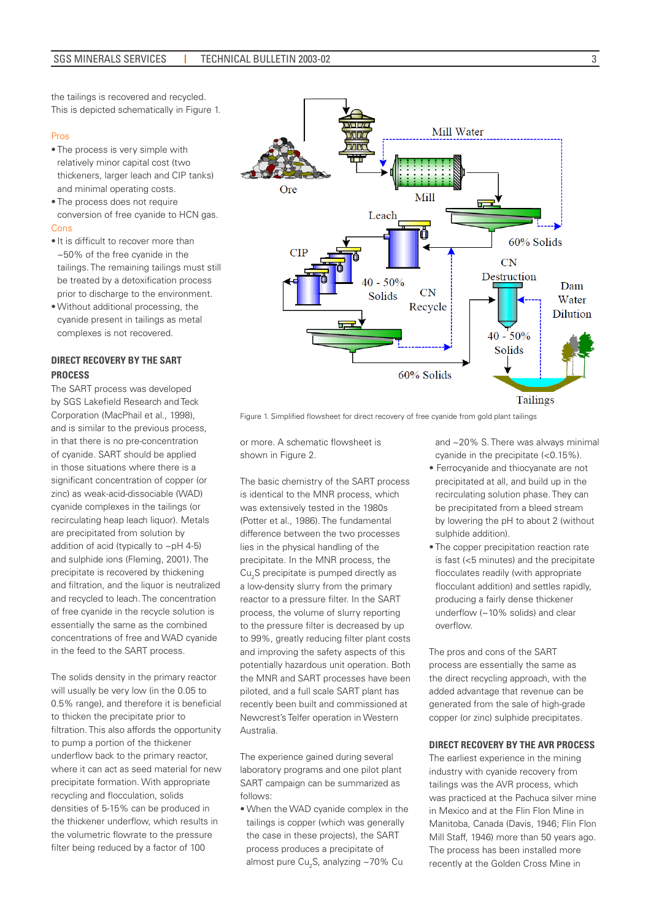the tailings is recovered and recycled. This is depicted schematically in Figure 1.

Pros

- The process is very simple with relatively minor capital cost (two thickeners, larger leach and CIP tanks) and minimal operating costs.
- The process does not require conversion of free cyanide to HCN gas.

Cons

- It is difficult to recover more than ~50% of the free cyanide in the tailings. The remaining tailings must still be treated by a detoxification process prior to discharge to the environment.
- Without additional processing, the cyanide present in tailings as metal complexes is not recovered.

Figure 1. Simplified flowsheet for direct recovery of free cyanide from gold plant tailings

### DIRECT RECOVERY BY THE SART PROCESS

The SART process was developed by SGS Lakefield Research and Teck Corporation (MacPhail et al., 1998), and is similar to the previous process, in that there is no pre-concentration of cyanide. SART should be applied in those situations where there is a significant concentration of copper (or zinc) as weak-acid-dissociable (WAD) cyanide complexes in the tailings (or recirculating heap leach liquor). Metals are precipitated from solution by addition of acid (typically to ~pH 4-5) and sulphide ions (Fleming, 2001). The precipitate is recovered by thickening and filtration, and the liquor is neutralized and recycled to leach. The concentration of free cyanide in the recycle solution is essentially the same as the combined concentrations of free and WAD cyanide in the feed to the SART process.

The solids density in the primary reactor will usually be very low (in the 0.05 to 0.5% range), and therefore it is beneficial to thicken the precipitate prior to filtration. This also affords the opportunity to pump a portion of the thickener underflow back to the primary reactor, where it can act as seed material for new precipitate formation. With appropriate recycling and flocculation, solids densities of 5-15% can be produced in the thickener underflow, which results in the volumetric flowrate to the pressure filter being reduced by a factor of 100 or more. A schematic flowsheet is shown in Figure 2.

The basic chemistry of the SART process is identical to the MNR process, which was extensively tested in the 1980s (Potter et al., 1986). The fundamental difference between the two processes lies in the physical handling of the precipitate. In the MNR process, the $Cu_2S$ precipitate is pumped directly as a low-density slurry from the primary reactor to a pressure filter. In the SART process, the volume of slurry reporting to the pressure filter is decreased by up to 99%, greatly reducing filter plant costs and improving the safety aspects of this potentially hazardous unit operation. Both the MNR and SART processes have been piloted, and a full scale SART plant has recently been built and commissioned at Newcrest's Telfer operation in Western Australia.

The experience gained during several laboratory programs and one pilot plant SART campaign can be summarized as follows:

- When the WAD cyanide complex in the tailings is copper (which was generally the case in these projects), the SART process produces a precipitate of almost pure $Cu_2S$, analyzing ~70% Cu and ~20% S. There was always minimal cyanide in the precipitate (<0.15%).
- Ferrocyanide and thiocyanate are not precipitated at all, and build up in the recirculating solution phase. They can be precipitated from a bleed stream by lowering the pH to about 2 (without sulphide addition).
- The copper precipitation reaction rate is fast (<5 minutes) and the precipitate flocculates readily (with appropriate flocculant addition) and settles rapidly, producing a fairly dense thickener underflow (~10% solids) and clear overflow.

The pros and cons of the SART process are essentially the same as the direct recycling approach, with the added advantage that revenue can be generated from the sale of high-grade copper (or zinc) sulphide precipitates.

### DIRECT RECOVERY BY THE AVR PROCESS

The earliest experience in the mining industry with cyanide recovery from tailings was the AVR process, which was practiced at the Pachuca silver mine in Mexico and at the Flin Flon Mine in Manitoba, Canada (Davis, 1946; Flin Flon Mill Staff, 1946) more than 50 years ago. The process has been installed more recently at the Golden Cross Mine in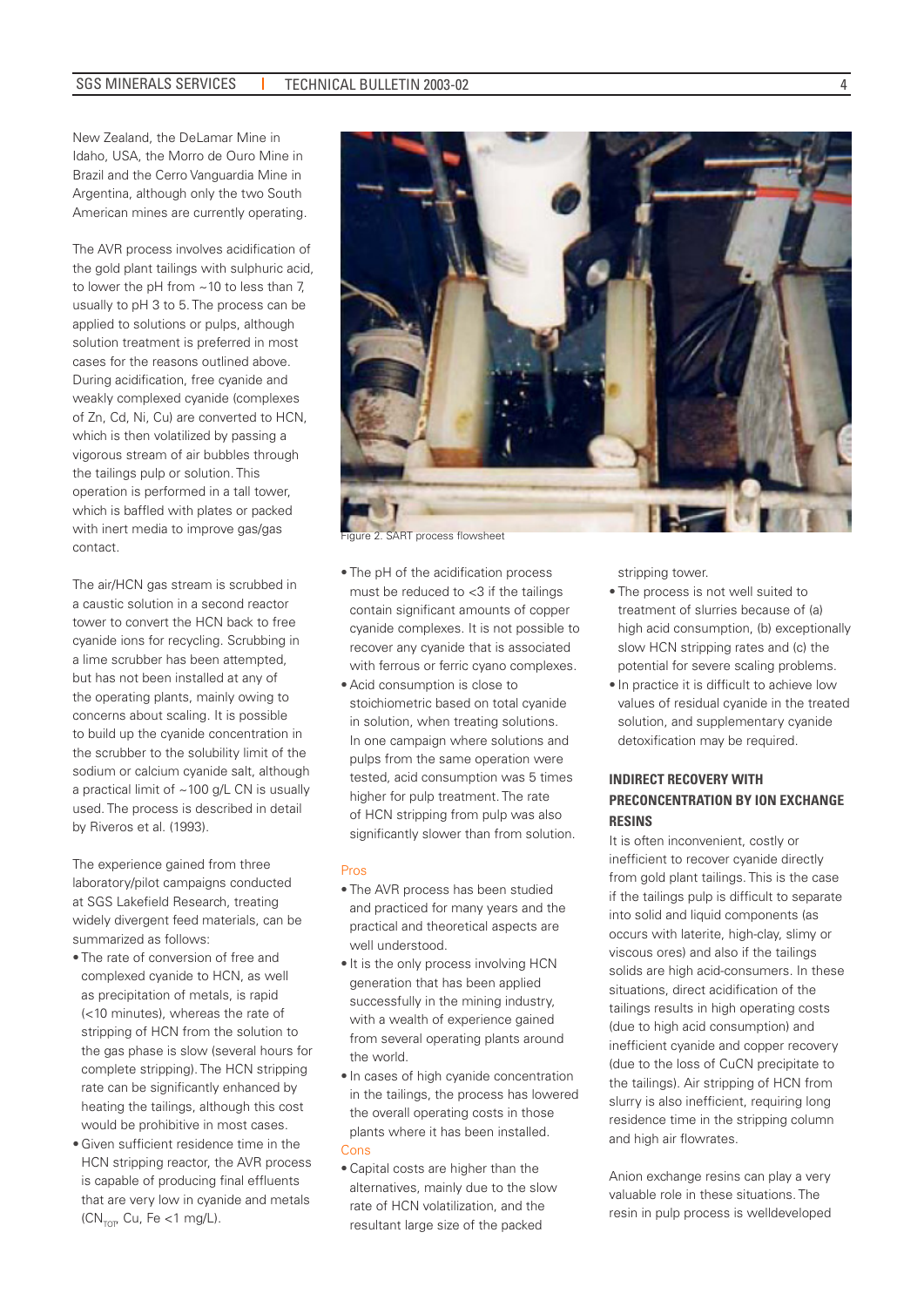New Zealand, the DeLamar Mine in Idaho, USA, the Morro de Ouro Mine in Brazil and the Cerro Vanguardia Mine in Argentina, although only the two South American mines are currently operating.

The AVR process involves acidification of the gold plant tailings with sulphuric acid, to lower the pH from ~10 to less than 7, usually to pH 3 to 5. The process can be applied to solutions or pulps, although solution treatment is preferred in most cases for the reasons outlined above. During acidification, free cyanide and weakly complexed cyanide (complexes of Zn, Cd, Ni, Cu) are converted to HCN, which is then volatilized by passing a vigorous stream of air bubbles through the tailings pulp or solution. This operation is performed in a tall tower, which is baffled with plates or packed with inert media to improve gas/gas contact.

The air/HCN gas stream is scrubbed in a caustic solution in a second reactor tower to convert the HCN back to free cyanide ions for recycling. Scrubbing in a lime scrubber has been attempted, but has not been installed at any of the operating plants, mainly owing to concerns about scaling. It is possible to build up the cyanide concentration in the scrubber to the solubility limit of the sodium or calcium cyanide salt, although a practical limit of ~100 g/L CN is usually used. The process is described in detail by Riveros et al. (1993).

The experience gained from three laboratory/pilot campaigns conducted at SGS Lakefield Research, treating widely divergent feed materials, can be summarized as follows:

- The rate of conversion of free and complexed cyanide to HCN, as well as precipitation of metals, is rapid (<10 minutes), whereas the rate of stripping of HCN from the solution to the gas phase is slow (several hours for complete stripping). The HCN stripping rate can be significantly enhanced by heating the tailings, although this cost would be prohibitive in most cases.
- Given sufficient residence time in the HCN stripping reactor, the AVR process is capable of producing final effluents that are very low in cyanide and metals ($CN_{TOT}$, Cu, Fe <1 mg/L).

Figure 2. SART process flowsheet

- The pH of the acidification process must be reduced to <3 if the tailings contain significant amounts of copper cyanide complexes. It is not possible to recover any cyanide that is associated with ferrous or ferric cyano complexes.
- Acid consumption is close to stoichiometric based on total cyanide in solution, when treating solutions. In one campaign where solutions and pulps from the same operation were tested, acid consumption was 5 times higher for pulp treatment. The rate of HCN stripping from pulp was also significantly slower than from solution.

Pros

- The AVR process has been studied and practiced for many years and the practical and theoretical aspects are well understood.
- It is the only process involving HCN generation that has been applied successfully in the mining industry, with a wealth of experience gained from several operating plants around the world.
- In cases of high cyanide concentration in the tailings, the process has lowered the overall operating costs in those plants where it has been installed.

Cons

- Capital costs are higher than the alternatives, mainly due to the slow rate of HCN volatilization, and the resultant large size of the packed stripping tower.
- The process is not well suited to treatment of slurries because of (a) high acid consumption, (b) exceptionally slow HCN stripping rates and (c) the potential for severe scaling problems.
- In practice it is difficult to achieve low values of residual cyanide in the treated solution, and supplementary cyanide detoxification may be required.

## INDIRECT RECOVERY WITH PRECONCENTRATION BY ION EXCHANGE RESINS

It is often inconvenient, costly or inefficient to recover cyanide directly from gold plant tailings. This is the case if the tailings pulp is difficult to separate into solid and liquid components (as occurs with laterite, high-clay, slimy or viscous ores) and also if the tailings solids are high acid-consumers. In these situations, direct acidification of the tailings results in high operating costs (due to high acid consumption) and inefficient cyanide and copper recovery (due to the loss of CuCN precipitate to the tailings). Air stripping of HCN from slurry is also inefficient, requiring long residence time in the stripping column and high air flowrates.

Anion exchange resins can play a very valuable role in these situations. The resin in pulp process is welldeveloped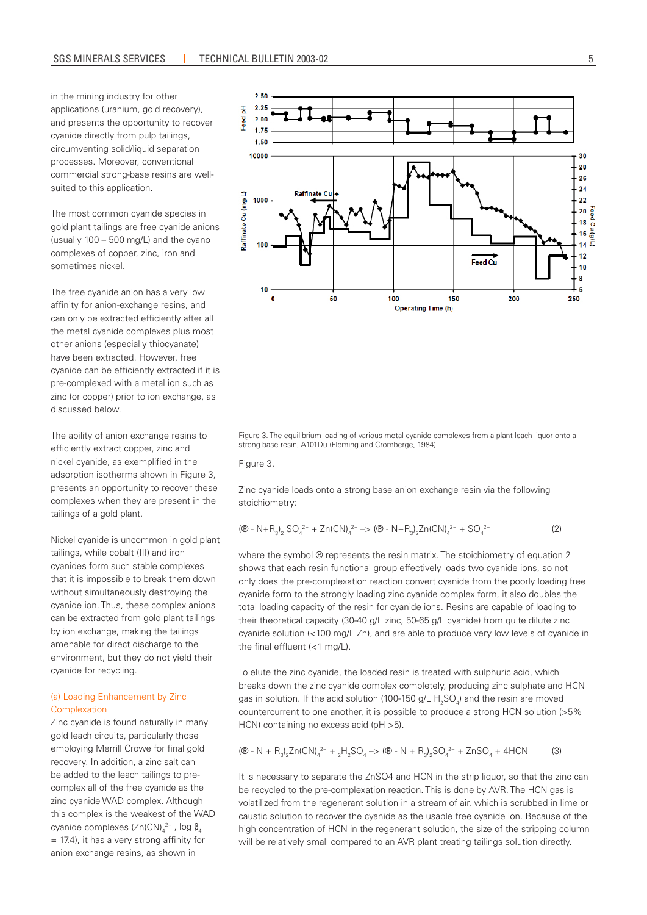in the mining industry for other applications (uranium, gold recovery), and presents the opportunity to recover cyanide directly from pulp tailings, circumventing solid/liquid separation processes. Moreover, conventional commercial strong-base resins are well-suited to this application.

The most common cyanide species in gold plant tailings are free cyanide anions (usually 100 – 500 mg/L) and the cyano complexes of copper, zinc, iron and sometimes nickel.

The free cyanide anion has a very low affinity for anion-exchange resins, and can only be extracted efficiently after all the metal cyanide complexes plus most other anions (especially thiocyanate) have been extracted. However, free cyanide can be efficiently extracted if it is pre-complexed with a metal ion such as zinc (or copper) prior to ion exchange, as discussed below.

The ability of anion exchange resins to efficiently extract copper, zinc and nickel cyanide, as exemplified in the adsorption isotherms shown in Figure 3, presents an opportunity to recover these complexes when they are present in the tailings of a gold plant.

Nickel cyanide is uncommon in gold plant tailings, while cobalt (III) and iron cyanides form such stable complexes that it is impossible to break them down without simultaneously destroying the cyanide ion. Thus, these complex anions can be extracted from gold plant tailings by ion exchange, making the tailings amenable for direct discharge to the environment, but they do not yield their cyanide for recycling.

### (a) Loading Enhancement by Zinc Complexation

Zinc cyanide is found naturally in many gold leach circuits, particularly those employing Merrill Crowe for final gold recovery. In addition, a zinc salt can be added to the leach tailings to pre-complex all of the free cyanide as the zinc cyanide WAD complex. Although this complex is the weakest of the WAD cyanide complexes ($Zn(CN)_4^{2-}$, log $\beta_4$ = 17.4), it has a very strong affinity for anion exchange resins, as shown in

Figure 3. The equilibrium loading of various metal cyanide complexes from a plant leach liquor onto a strong base resin, A101Du (Fleming and Cromberge, 1984)

Figure 3.

Zinc cyanide loads onto a strong base anion exchange resin via the following stoichiometry:

$$(® - N{+}R_3)_2\, SO_4^{2-} + Zn(CN)_4^{2-} \rightarrow (® - N{+}R_3)_2 Zn(CN)_4^{2-} + SO_4^{2-} \qquad (2)$$

where the symbol ® represents the resin matrix. The stoichiometry of equation 2 shows that each resin functional group effectively loads two cyanide ions, so not only does the pre-complexation reaction convert cyanide from the poorly loading free cyanide form to the strongly loading zinc cyanide complex form, it also doubles the total loading capacity of the resin for cyanide ions. Resins are capable of loading to their theoretical capacity (30-40 g/L zinc, 50-65 g/L cyanide) from quite dilute zinc cyanide solution (<100 mg/L Zn), and are able to produce very low levels of cyanide in the final effluent (<1 mg/L).

To elute the zinc cyanide, the loaded resin is treated with sulphuric acid, which breaks down the zinc cyanide complex completely, producing zinc sulphate and HCN gas in solution. If the acid solution (100-150 g/L $H_2SO_4$) and the resin are moved countercurrent to one another, it is possible to produce a strong HCN solution (>5% HCN) containing no excess acid (pH >5).

$$(® - N + R_3)_2 Zn(CN)_4^{2-} + {}_2H_2SO_4 \rightarrow (® - N + R_3)_2 SO_4^{2-} + ZnSO_4 + 4HCN \qquad (3)$$

It is necessary to separate the ZnSO4 and HCN in the strip liquor, so that the zinc can be recycled to the pre-complexation reaction. This is done by AVR. The HCN gas is volatilized from the regenerant solution in a stream of air, which is scrubbed in lime or caustic solution to recover the cyanide as the usable free cyanide ion. Because of the high concentration of HCN in the regenerant solution, the size of the stripping column will be relatively small compared to an AVR plant treating tailings solution directly.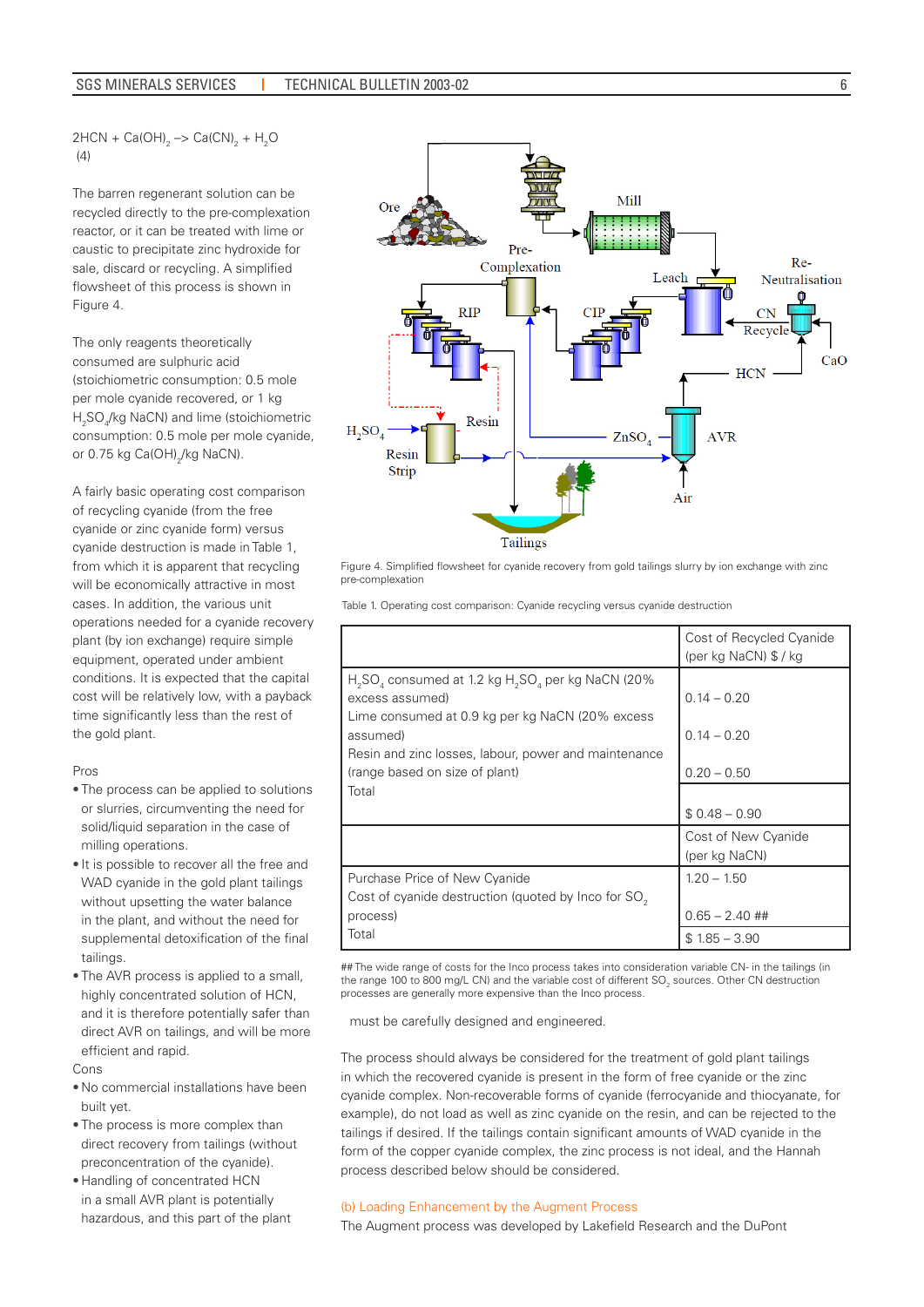$$2HCN + Ca(OH)_2 \rightarrow Ca(CN)_2 + H_2O$$
(4)

The barren regenerant solution can be recycled directly to the pre-complexation reactor, or it can be treated with lime or caustic to precipitate zinc hydroxide for sale, discard or recycling. A simplified flowsheet of this process is shown in Figure 4.

The only reagents theoretically consumed are sulphuric acid (stoichiometric consumption: 0.5 mole per mole cyanide recovered, or 1 kg $H_2SO_4$/kg NaCN) and lime (stoichiometric consumption: 0.5 mole per mole cyanide, or 0.75 kg $Ca(OH)_2$/kg NaCN).

A fairly basic operating cost comparison of recycling cyanide (from the free cyanide or zinc cyanide form) versus cyanide destruction is made in Table 1, from which it is apparent that recycling will be economically attractive in most cases. In addition, the various unit operations needed for a cyanide recovery plant (by ion exchange) require simple equipment, operated under ambient conditions. It is expected that the capital cost will be relatively low, with a payback time significantly less than the rest of the gold plant.

Pros

- The process can be applied to solutions or slurries, circumventing the need for solid/liquid separation in the case of milling operations.
- It is possible to recover all the free and WAD cyanide in the gold plant tailings without upsetting the water balance in the plant, and without the need for supplemental detoxification of the final tailings.
- The AVR process is applied to a small, highly concentrated solution of HCN, and it is therefore potentially safer than direct AVR on tailings, and will be more efficient and rapid.

Cons

- No commercial installations have been built yet.
- The process is more complex than direct recovery from tailings (without preconcentration of the cyanide).
- Handling of concentrated HCN in a small AVR plant is potentially hazardous, and this part of the plant must be carefully designed and engineered.

Figure 4. Simplified flowsheet for cyanide recovery from gold tailings slurry by ion exchange with zinc pre-complexation

Table 1. Operating cost comparison: Cyanide recycling versus cyanide destruction

| | Cost of Recycled Cyanide (per kg NaCN) $ / kg |
|---|---|
| $H_2SO_4$ consumed at 1.2 kg $H_2SO_4$ per kg NaCN (20% excess assumed) | 0.14 – 0.20 |
| Lime consumed at 0.9 kg per kg NaCN (20% excess assumed) | 0.14 – 0.20 |
| Resin and zinc losses, labour, power and maintenance (range based on size of plant) | 0.20 – 0.50 |
| Total | $ 0.48 – 0.90 |
| | Cost of New Cyanide (per kg NaCN) |
| Purchase Price of New Cyanide | 1.20 – 1.50 |
| Cost of cyanide destruction (quoted by Inco for $SO_2$ process) | 0.65 – 2.40 ## |
| Total | $ 1.85 – 3.90 |

## The wide range of costs for the Inco process takes into consideration variable CN- in the tailings (in the range 100 to 800 mg/L CN) and the variable cost of different $SO_2$ sources. Other CN destruction processes are generally more expensive than the Inco process.

The process should always be considered for the treatment of gold plant tailings in which the recovered cyanide is present in the form of free cyanide or the zinc cyanide complex. Non-recoverable forms of cyanide (ferrocyanide and thiocyanate, for example), do not load as well as zinc cyanide on the resin, and can be rejected to the tailings if desired. If the tailings contain significant amounts of WAD cyanide in the form of the copper cyanide complex, the zinc process is not ideal, and the Hannah process described below should be considered.

### (b) Loading Enhancement by the Augment Process

The Augment process was developed by Lakefield Research and the DuPont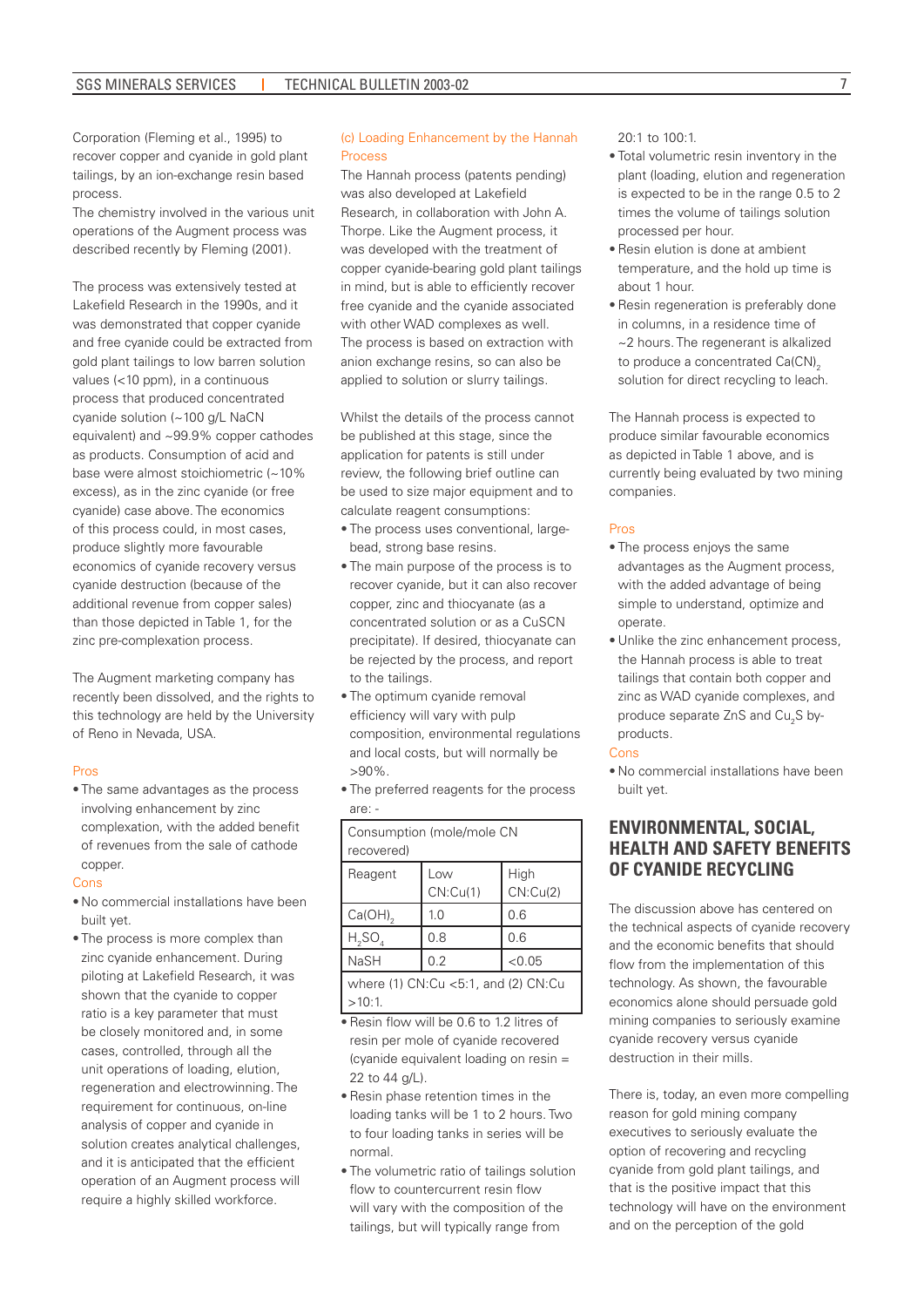Corporation (Fleming et al., 1995) to recover copper and cyanide in gold plant tailings, by an ion-exchange resin based process.

The chemistry involved in the various unit operations of the Augment process was described recently by Fleming (2001).

The process was extensively tested at Lakefield Research in the 1990s, and it was demonstrated that copper cyanide and free cyanide could be extracted from gold plant tailings to low barren solution values (<10 ppm), in a continuous process that produced concentrated cyanide solution (~100 g/L NaCN equivalent) and ~99.9% copper cathodes as products. Consumption of acid and base were almost stoichiometric (~10% excess), as in the zinc cyanide (or free cyanide) case above. The economics of this process could, in most cases, produce slightly more favourable economics of cyanide recovery versus cyanide destruction (because of the additional revenue from copper sales) than those depicted in Table 1, for the zinc pre-complexation process.

The Augment marketing company has recently been dissolved, and the rights to this technology are held by the University of Reno in Nevada, USA.

Pros

- The same advantages as the process involving enhancement by zinc complexation, with the added benefit of revenues from the sale of cathode copper.

Cons

- No commercial installations have been built yet.
- The process is more complex than zinc cyanide enhancement. During piloting at Lakefield Research, it was shown that the cyanide to copper ratio is a key parameter that must be closely monitored and, in some cases, controlled, through all the unit operations of loading, elution, regeneration and electrowinning. The requirement for continuous, on-line analysis of copper and cyanide in solution creates analytical challenges, and it is anticipated that the efficient operation of an Augment process will require a highly skilled workforce.

(c) Loading Enhancement by the Hannah Process

The Hannah process (patents pending) was also developed at Lakefield Research, in collaboration with John A. Thorpe. Like the Augment process, it was developed with the treatment of copper cyanide-bearing gold plant tailings in mind, but is able to efficiently recover free cyanide and the cyanide associated with other WAD complexes as well. The process is based on extraction with anion exchange resins, so can also be applied to solution or slurry tailings.

Whilst the details of the process cannot be published at this stage, since the application for patents is still under review, the following brief outline can be used to size major equipment and to calculate reagent consumptions:

- The process uses conventional, large-bead, strong base resins.
- The main purpose of the process is to recover cyanide, but it can also recover copper, zinc and thiocyanate (as a concentrated solution or as a CuSCN precipitate). If desired, thiocyanate can be rejected by the process, and report to the tailings.
- The optimum cyanide removal efficiency will vary with pulp composition, environmental regulations and local costs, but will normally be >90%.
- The preferred reagents for the process are: -

| Consumption (mole/mole CN recovered) | | |
|---|---|---|
| Reagent | Low CN:Cu(1) | High CN:Cu(2) |
| $Ca(OH)_2$ | 1.0 | 0.6 |
| $H_2SO_4$ | 0.8 | 0.6 |
| NaSH | 0.2 | <0.05 |
| where (1) CN:Cu <5:1, and (2) CN:Cu >10:1. | | |

- Resin flow will be 0.6 to 1.2 litres of resin per mole of cyanide recovered (cyanide equivalent loading on resin = 22 to 44 g/L).
- Resin phase retention times in the loading tanks will be 1 to 2 hours. Two to four loading tanks in series will be normal.
- The volumetric ratio of tailings solution flow to countercurrent resin flow will vary with the composition of the tailings, but will typically range from 20:1 to 100:1.
- Total volumetric resin inventory in the plant (loading, elution and regeneration is expected to be in the range 0.5 to 2 times the volume of tailings solution processed per hour.
- Resin elution is done at ambient temperature, and the hold up time is about 1 hour.
- Resin regeneration is preferably done in columns, in a residence time of ~2 hours. The regenerant is alkalized to produce a concentrated $Ca(CN)_2$ solution for direct recycling to leach.

The Hannah process is expected to produce similar favourable economics as depicted in Table 1 above, and is currently being evaluated by two mining companies.

Pros

- The process enjoys the same advantages as the Augment process, with the added advantage of being simple to understand, optimize and operate.
- Unlike the zinc enhancement process, the Hannah process is able to treat tailings that contain both copper and zinc as WAD cyanide complexes, and produce separate ZnS and $Cu_2S$ by-products.

Cons

- No commercial installations have been built yet.

## ENVIRONMENTAL, SOCIAL, HEALTH AND SAFETY BENEFITS OF CYANIDE RECYCLING

The discussion above has centered on the technical aspects of cyanide recovery and the economic benefits that should flow from the implementation of this technology. As shown, the favourable economics alone should persuade gold mining companies to seriously examine cyanide recovery versus cyanide destruction in their mills.

There is, today, an even more compelling reason for gold mining company executives to seriously evaluate the option of recovering and recycling cyanide from gold plant tailings, and that is the positive impact that this technology will have on the environment and on the perception of the gold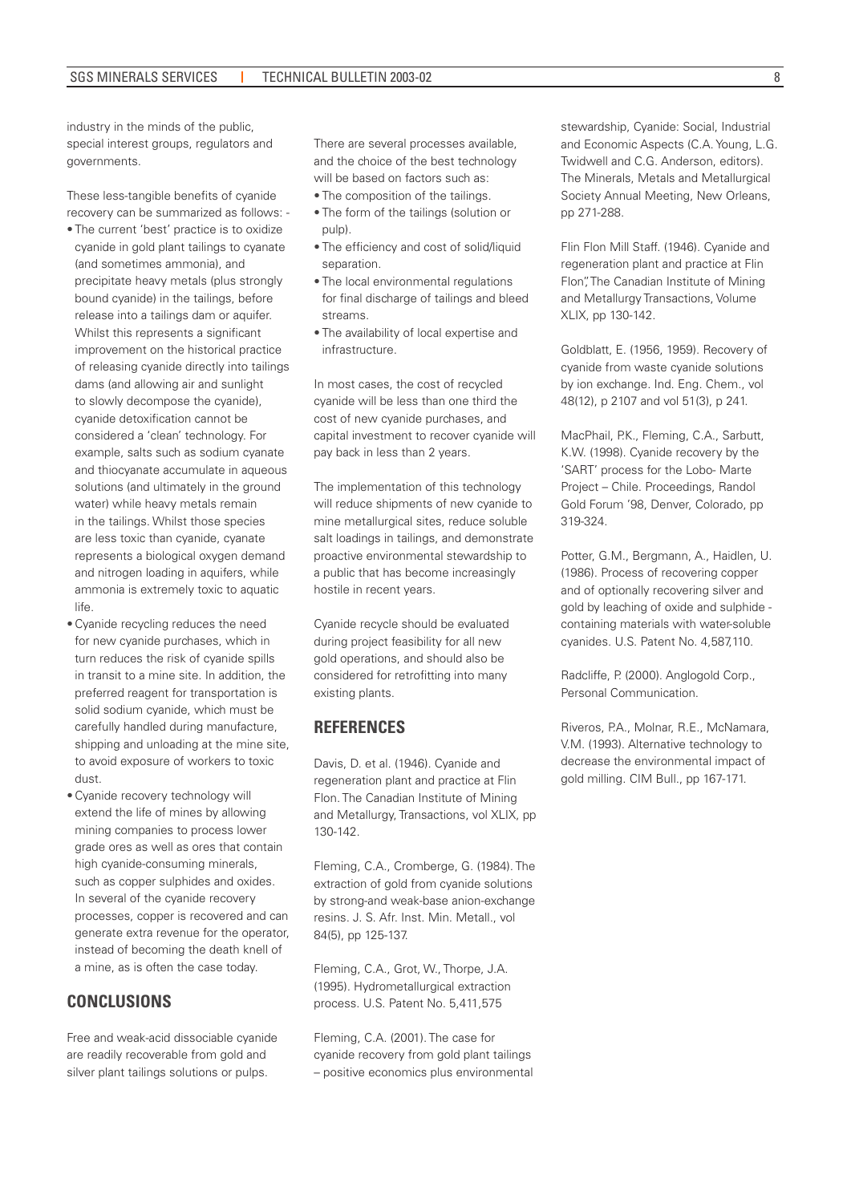industry in the minds of the public, special interest groups, regulators and governments.

These less-tangible benefits of cyanide recovery can be summarized as follows: -

- The current 'best' practice is to oxidize cyanide in gold plant tailings to cyanate (and sometimes ammonia), and precipitate heavy metals (plus strongly bound cyanide) in the tailings, before release into a tailings dam or aquifer. Whilst this represents a significant improvement on the historical practice of releasing cyanide directly into tailings dams (and allowing air and sunlight to slowly decompose the cyanide), cyanide detoxification cannot be considered a 'clean' technology. For example, salts such as sodium cyanate and thiocyanate accumulate in aqueous solutions (and ultimately in the ground water) while heavy metals remain in the tailings. Whilst those species are less toxic than cyanide, cyanate represents a biological oxygen demand and nitrogen loading in aquifers, while ammonia is extremely toxic to aquatic life.
- Cyanide recycling reduces the need for new cyanide purchases, which in turn reduces the risk of cyanide spills in transit to a mine site. In addition, the preferred reagent for transportation is solid sodium cyanide, which must be carefully handled during manufacture, shipping and unloading at the mine site, to avoid exposure of workers to toxic dust.
- Cyanide recovery technology will extend the life of mines by allowing mining companies to process lower grade ores as well as ores that contain high cyanide-consuming minerals, such as copper sulphides and oxides. In several of the cyanide recovery processes, copper is recovered and can generate extra revenue for the operator, instead of becoming the death knell of a mine, as is often the case today.

## CONCLUSIONS

Free and weak-acid dissociable cyanide are readily recoverable from gold and silver plant tailings solutions or pulps.

There are several processes available, and the choice of the best technology will be based on factors such as:

- The composition of the tailings.
- The form of the tailings (solution or pulp).
- The efficiency and cost of solid/liquid separation.
- The local environmental regulations for final discharge of tailings and bleed streams.
- The availability of local expertise and infrastructure.

In most cases, the cost of recycled cyanide will be less than one third the cost of new cyanide purchases, and capital investment to recover cyanide will pay back in less than 2 years.

The implementation of this technology will reduce shipments of new cyanide to mine metallurgical sites, reduce soluble salt loadings in tailings, and demonstrate proactive environmental stewardship to a public that has become increasingly hostile in recent years.

Cyanide recycle should be evaluated during project feasibility for all new gold operations, and should also be considered for retrofitting into many existing plants.

## REFERENCES

Davis, D. et al. (1946). Cyanide and regeneration plant and practice at Flin Flon. The Canadian Institute of Mining and Metallurgy, Transactions, vol XLIX, pp 130-142.

Fleming, C.A., Cromberge, G. (1984). The extraction of gold from cyanide solutions by strong-and weak-base anion-exchange resins. J. S. Afr. Inst. Min. Metall., vol 84(5), pp 125-137.

Fleming, C.A., Grot, W., Thorpe, J.A. (1995). Hydrometallurgical extraction process. U.S. Patent No. 5,411,575

Fleming, C.A. (2001). The case for cyanide recovery from gold plant tailings – positive economics plus environmental stewardship, Cyanide: Social, Industrial and Economic Aspects (C.A. Young, L.G. Twidwell and C.G. Anderson, editors). The Minerals, Metals and Metallurgical Society Annual Meeting, New Orleans, pp 271-288.

Flin Flon Mill Staff. (1946). Cyanide and regeneration plant and practice at Flin Flon", The Canadian Institute of Mining and Metallurgy Transactions, Volume XLIX, pp 130-142.

Goldblatt, E. (1956, 1959). Recovery of cyanide from waste cyanide solutions by ion exchange. Ind. Eng. Chem., vol 48(12), p 2107 and vol 51(3), p 241.

MacPhail, P.K., Fleming, C.A., Sarbutt, K.W. (1998). Cyanide recovery by the 'SART' process for the Lobo- Marte Project – Chile. Proceedings, Randol Gold Forum '98, Denver, Colorado, pp 319-324.

Potter, G.M., Bergmann, A., Haidlen, U. (1986). Process of recovering copper and of optionally recovering silver and gold by leaching of oxide and sulphide - containing materials with water-soluble cyanides. U.S. Patent No. 4,587,110.

Radcliffe, P. (2000). Anglogold Corp., Personal Communication.

Riveros, P.A., Molnar, R.E., McNamara, V.M. (1993). Alternative technology to decrease the environmental impact of gold milling. CIM Bull., pp 167-171.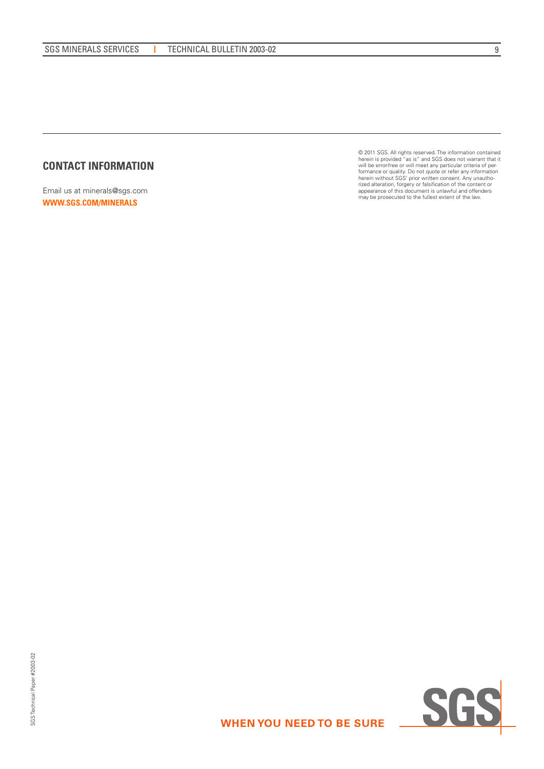## CONTACT INFORMATION

Email us at minerals@sgs.com

**WWW.SGS.COM/MINERALS**

© 2011 SGS. All rights reserved. The information contained herein is provided "as is" and SGS does not warrant that it will be error-free or will meet any particular criteria of performance or quality. Do not quote or refer any information herein without SGS' prior written consent. Any unauthorized alteration, forgery or falsification of the content or appearance of this document is unlawful and offenders may be prosecuted to the fullest extent of the law.

**WHEN YOU NEED TO BE SURE**